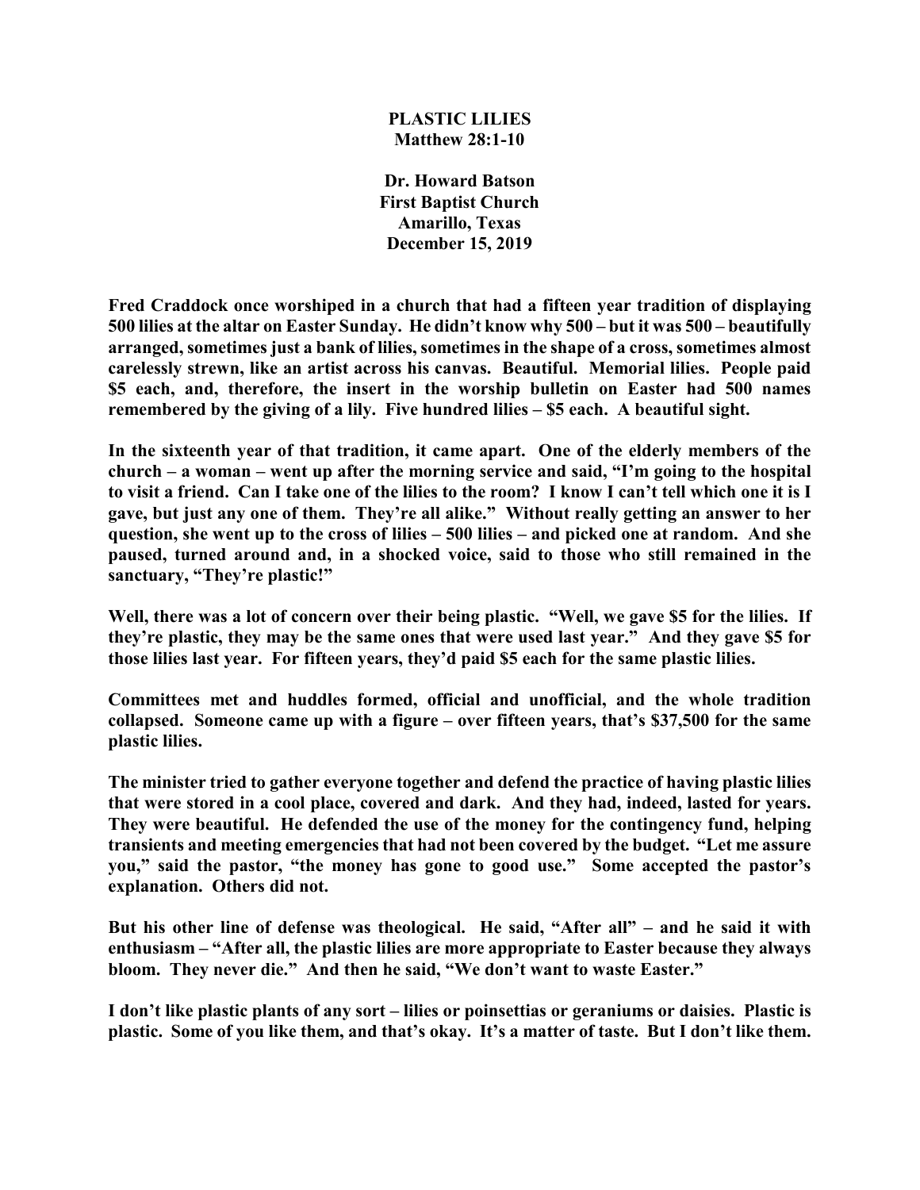# PLASTIC LILIES

**Matthew 28:1-10**

**Dr. Howard Batson**
**First Baptist Church**
**Amarillo, Texas**
**December 15, 2019**

**Fred Craddock once worshiped in a church that had a fifteen year tradition of displaying 500 lilies at the altar on Easter Sunday. He didn't know why 500 – but it was 500 – beautifully arranged, sometimes just a bank of lilies, sometimes in the shape of a cross, sometimes almost carelessly strewn, like an artist across his canvas. Beautiful. Memorial lilies. People paid $5 each, and, therefore, the insert in the worship bulletin on Easter had 500 names remembered by the giving of a lily. Five hundred lilies – $5 each. A beautiful sight.**

**In the sixteenth year of that tradition, it came apart. One of the elderly members of the church – a woman – went up after the morning service and said, "I'm going to the hospital to visit a friend. Can I take one of the lilies to the room? I know I can't tell which one it is I gave, but just any one of them. They're all alike." Without really getting an answer to her question, she went up to the cross of lilies – 500 lilies – and picked one at random. And she paused, turned around and, in a shocked voice, said to those who still remained in the sanctuary, "They're plastic!"**

**Well, there was a lot of concern over their being plastic. "Well, we gave $5 for the lilies. If they're plastic, they may be the same ones that were used last year." And they gave $5 for those lilies last year. For fifteen years, they'd paid $5 each for the same plastic lilies.**

**Committees met and huddles formed, official and unofficial, and the whole tradition collapsed. Someone came up with a figure – over fifteen years, that's $37,500 for the same plastic lilies.**

**The minister tried to gather everyone together and defend the practice of having plastic lilies that were stored in a cool place, covered and dark. And they had, indeed, lasted for years. They were beautiful. He defended the use of the money for the contingency fund, helping transients and meeting emergencies that had not been covered by the budget. "Let me assure you," said the pastor, "the money has gone to good use." Some accepted the pastor's explanation. Others did not.**

**But his other line of defense was theological. He said, "After all" – and he said it with enthusiasm – "After all, the plastic lilies are more appropriate to Easter because they always bloom. They never die." And then he said, "We don't want to waste Easter."**

**I don't like plastic plants of any sort – lilies or poinsettias or geraniums or daisies. Plastic is plastic. Some of you like them, and that's okay. It's a matter of taste. But I don't like them.**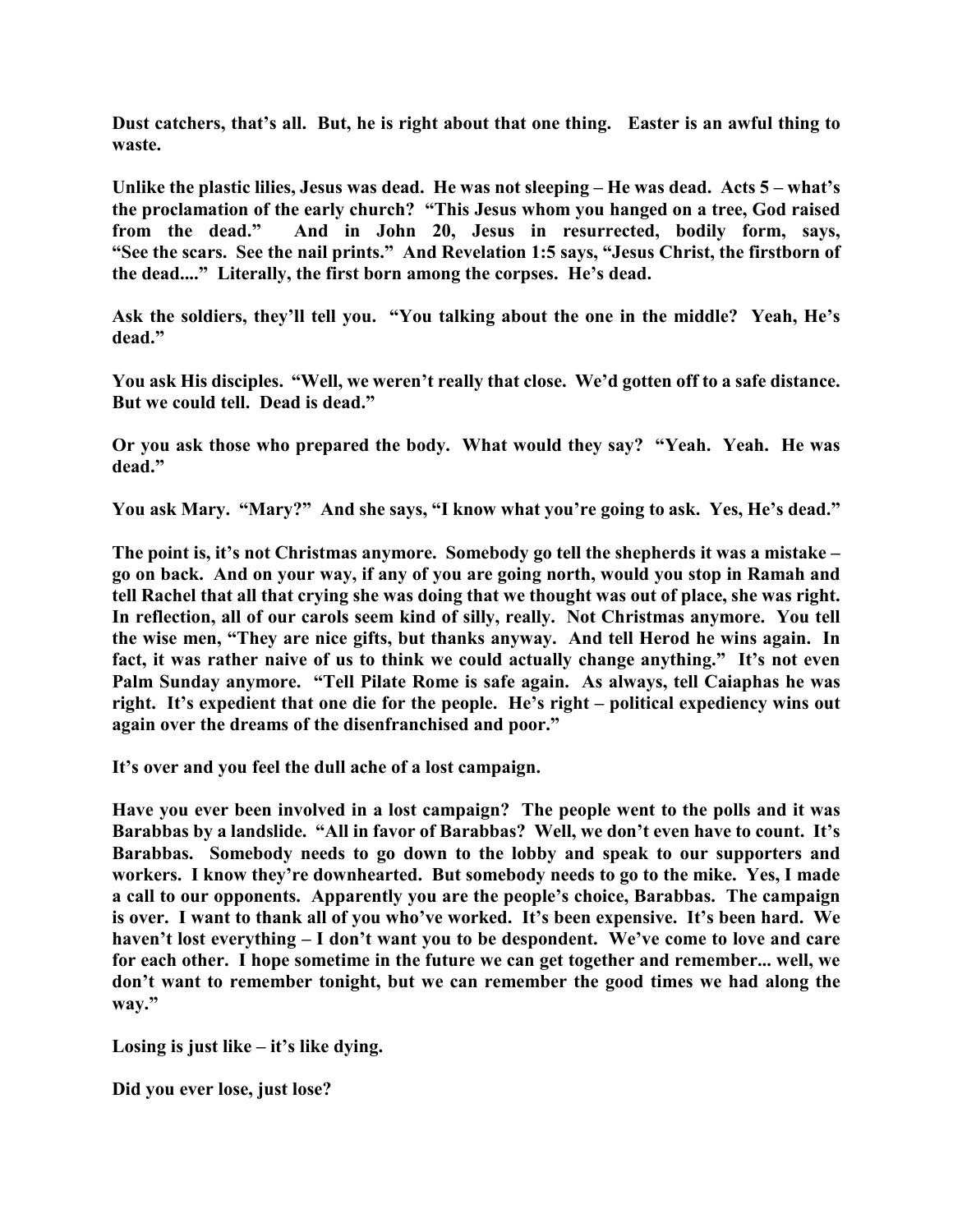**Dust catchers, that's all. But, he is right about that one thing. Easter is an awful thing to waste.**

**Unlike the plastic lilies, Jesus was dead. He was not sleeping – He was dead. Acts 5 – what's the proclamation of the early church? "This Jesus whom you hanged on a tree, God raised from the dead." And in John 20, Jesus in resurrected, bodily form, says, "See the scars. See the nail prints." And Revelation 1:5 says, "Jesus Christ, the firstborn of the dead...." Literally, the first born among the corpses. He's dead.**

**Ask the soldiers, they'll tell you. "You talking about the one in the middle? Yeah, He's dead."**

**You ask His disciples. "Well, we weren't really that close. We'd gotten off to a safe distance. But we could tell. Dead is dead."**

**Or you ask those who prepared the body. What would they say? "Yeah. Yeah. He was dead."**

**You ask Mary. "Mary?" And she says, "I know what you're going to ask. Yes, He's dead."**

**The point is, it's not Christmas anymore. Somebody go tell the shepherds it was a mistake – go on back. And on your way, if any of you are going north, would you stop in Ramah and tell Rachel that all that crying she was doing that we thought was out of place, she was right. In reflection, all of our carols seem kind of silly, really. Not Christmas anymore. You tell the wise men, "They are nice gifts, but thanks anyway. And tell Herod he wins again. In fact, it was rather naive of us to think we could actually change anything." It's not even Palm Sunday anymore. "Tell Pilate Rome is safe again. As always, tell Caiaphas he was right. It's expedient that one die for the people. He's right – political expediency wins out again over the dreams of the disenfranchised and poor."**

**It's over and you feel the dull ache of a lost campaign.**

**Have you ever been involved in a lost campaign? The people went to the polls and it was Barabbas by a landslide. "All in favor of Barabbas? Well, we don't even have to count. It's Barabbas. Somebody needs to go down to the lobby and speak to our supporters and workers. I know they're downhearted. But somebody needs to go to the mike. Yes, I made a call to our opponents. Apparently you are the people's choice, Barabbas. The campaign is over. I want to thank all of you who've worked. It's been expensive. It's been hard. We haven't lost everything – I don't want you to be despondent. We've come to love and care for each other. I hope sometime in the future we can get together and remember... well, we don't want to remember tonight, but we can remember the good times we had along the way."**

**Losing is just like – it's like dying.**

**Did you ever lose, just lose?**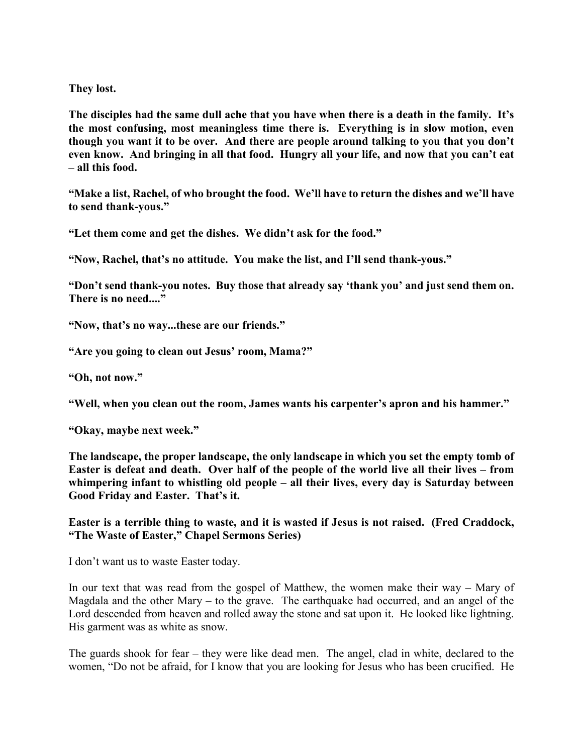**They lost.**

**The disciples had the same dull ache that you have when there is a death in the family. It's the most confusing, most meaningless time there is. Everything is in slow motion, even though you want it to be over. And there are people around talking to you that you don't even know. And bringing in all that food. Hungry all your life, and now that you can't eat – all this food.**

**"Make a list, Rachel, of who brought the food. We'll have to return the dishes and we'll have to send thank-yous."**

**"Let them come and get the dishes. We didn't ask for the food."**

**"Now, Rachel, that's no attitude. You make the list, and I'll send thank-yous."**

**"Don't send thank-you notes. Buy those that already say 'thank you' and just send them on. There is no need...."**

**"Now, that's no way...these are our friends."**

**"Are you going to clean out Jesus' room, Mama?"**

**"Oh, not now."**

**"Well, when you clean out the room, James wants his carpenter's apron and his hammer."**

**"Okay, maybe next week."**

**The landscape, the proper landscape, the only landscape in which you set the empty tomb of Easter is defeat and death. Over half of the people of the world live all their lives – from whimpering infant to whistling old people – all their lives, every day is Saturday between Good Friday and Easter. That's it.**

**Easter is a terrible thing to waste, and it is wasted if Jesus is not raised. (Fred Craddock, "The Waste of Easter," Chapel Sermons Series)**

I don't want us to waste Easter today.

In our text that was read from the gospel of Matthew, the women make their way – Mary of Magdala and the other Mary – to the grave. The earthquake had occurred, and an angel of the Lord descended from heaven and rolled away the stone and sat upon it. He looked like lightning. His garment was as white as snow.

The guards shook for fear – they were like dead men. The angel, clad in white, declared to the women, "Do not be afraid, for I know that you are looking for Jesus who has been crucified. He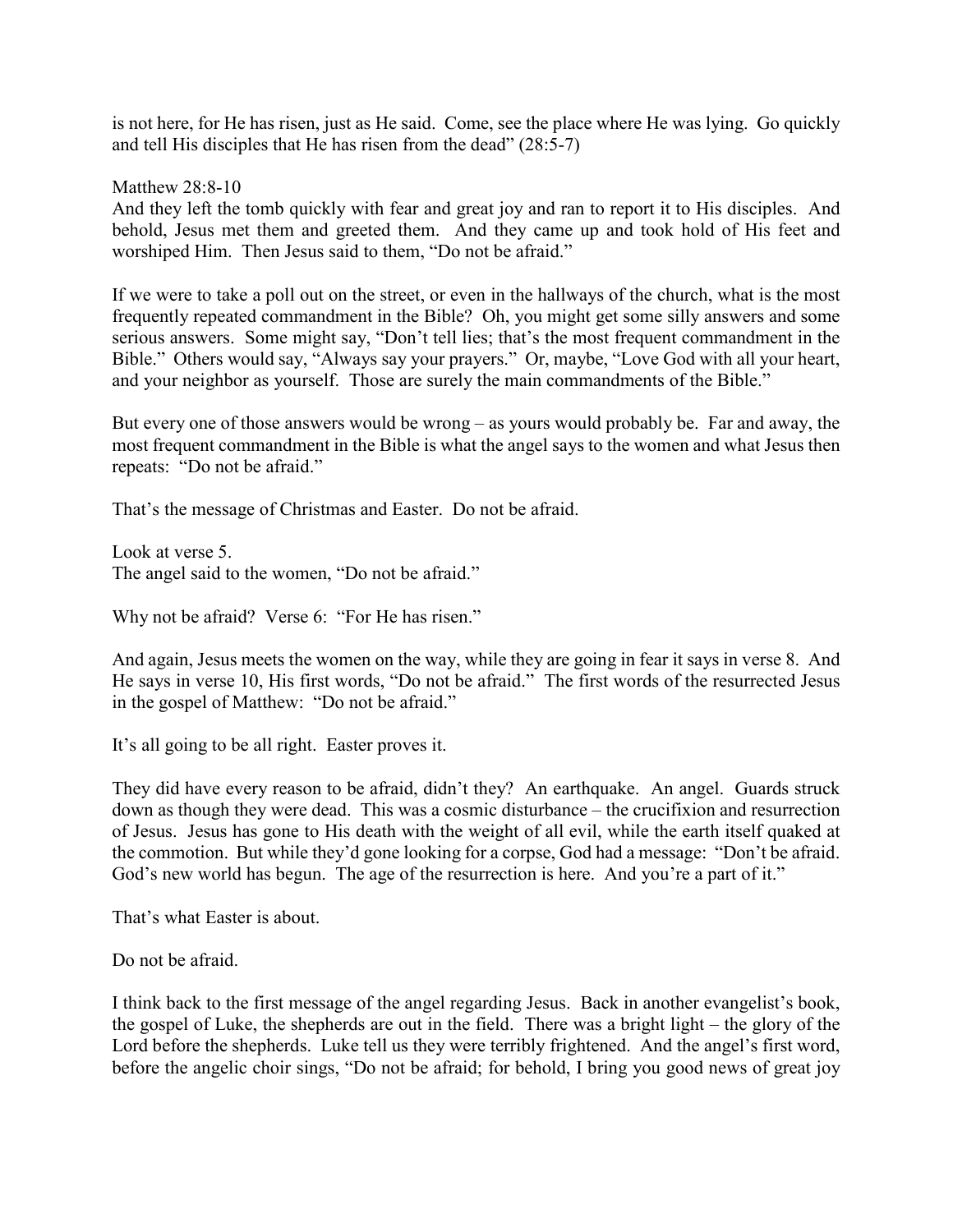is not here, for He has risen, just as He said. Come, see the place where He was lying. Go quickly and tell His disciples that He has risen from the dead" (28:5-7)

Matthew 28:8-10
And they left the tomb quickly with fear and great joy and ran to report it to His disciples. And behold, Jesus met them and greeted them. And they came up and took hold of His feet and worshiped Him. Then Jesus said to them, "Do not be afraid."

If we were to take a poll out on the street, or even in the hallways of the church, what is the most frequently repeated commandment in the Bible? Oh, you might get some silly answers and some serious answers. Some might say, "Don't tell lies; that's the most frequent commandment in the Bible." Others would say, "Always say your prayers." Or, maybe, "Love God with all your heart, and your neighbor as yourself. Those are surely the main commandments of the Bible."

But every one of those answers would be wrong – as yours would probably be. Far and away, the most frequent commandment in the Bible is what the angel says to the women and what Jesus then repeats: "Do not be afraid."

That's the message of Christmas and Easter. Do not be afraid.

Look at verse 5.
The angel said to the women, "Do not be afraid."

Why not be afraid? Verse 6: "For He has risen."

And again, Jesus meets the women on the way, while they are going in fear it says in verse 8. And He says in verse 10, His first words, "Do not be afraid." The first words of the resurrected Jesus in the gospel of Matthew: "Do not be afraid."

It's all going to be all right. Easter proves it.

They did have every reason to be afraid, didn't they? An earthquake. An angel. Guards struck down as though they were dead. This was a cosmic disturbance – the crucifixion and resurrection of Jesus. Jesus has gone to His death with the weight of all evil, while the earth itself quaked at the commotion. But while they'd gone looking for a corpse, God had a message: "Don't be afraid. God's new world has begun. The age of the resurrection is here. And you're a part of it."

That's what Easter is about.

Do not be afraid.

I think back to the first message of the angel regarding Jesus. Back in another evangelist's book, the gospel of Luke, the shepherds are out in the field. There was a bright light – the glory of the Lord before the shepherds. Luke tell us they were terribly frightened. And the angel's first word, before the angelic choir sings, "Do not be afraid; for behold, I bring you good news of great joy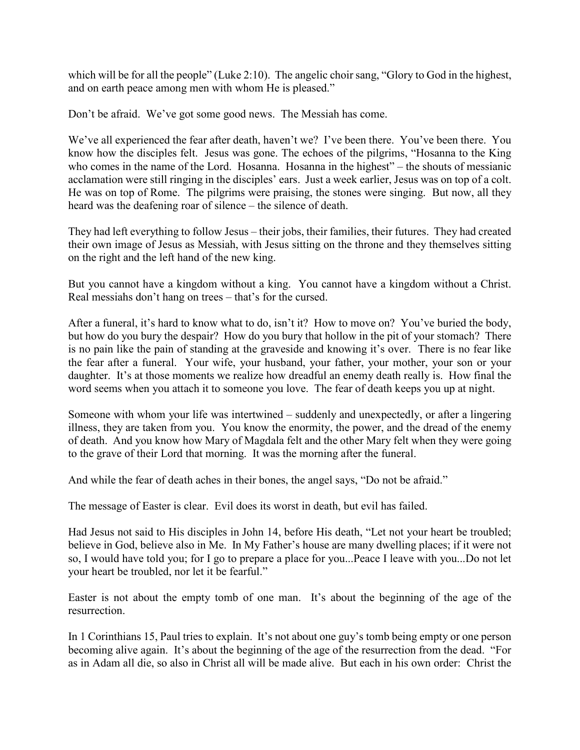which will be for all the people" (Luke 2:10). The angelic choir sang, "Glory to God in the highest, and on earth peace among men with whom He is pleased."

Don't be afraid. We've got some good news. The Messiah has come.

We've all experienced the fear after death, haven't we? I've been there. You've been there. You know how the disciples felt. Jesus was gone. The echoes of the pilgrims, "Hosanna to the King who comes in the name of the Lord. Hosanna. Hosanna in the highest" – the shouts of messianic acclamation were still ringing in the disciples' ears. Just a week earlier, Jesus was on top of a colt. He was on top of Rome. The pilgrims were praising, the stones were singing. But now, all they heard was the deafening roar of silence – the silence of death.

They had left everything to follow Jesus – their jobs, their families, their futures. They had created their own image of Jesus as Messiah, with Jesus sitting on the throne and they themselves sitting on the right and the left hand of the new king.

But you cannot have a kingdom without a king. You cannot have a kingdom without a Christ. Real messiahs don't hang on trees – that's for the cursed.

After a funeral, it's hard to know what to do, isn't it? How to move on? You've buried the body, but how do you bury the despair? How do you bury that hollow in the pit of your stomach? There is no pain like the pain of standing at the graveside and knowing it's over. There is no fear like the fear after a funeral. Your wife, your husband, your father, your mother, your son or your daughter. It's at those moments we realize how dreadful an enemy death really is. How final the word seems when you attach it to someone you love. The fear of death keeps you up at night.

Someone with whom your life was intertwined – suddenly and unexpectedly, or after a lingering illness, they are taken from you. You know the enormity, the power, and the dread of the enemy of death. And you know how Mary of Magdala felt and the other Mary felt when they were going to the grave of their Lord that morning. It was the morning after the funeral.

And while the fear of death aches in their bones, the angel says, "Do not be afraid."

The message of Easter is clear. Evil does its worst in death, but evil has failed.

Had Jesus not said to His disciples in John 14, before His death, "Let not your heart be troubled; believe in God, believe also in Me. In My Father's house are many dwelling places; if it were not so, I would have told you; for I go to prepare a place for you...Peace I leave with you...Do not let your heart be troubled, nor let it be fearful."

Easter is not about the empty tomb of one man. It's about the beginning of the age of the resurrection.

In 1 Corinthians 15, Paul tries to explain. It's not about one guy's tomb being empty or one person becoming alive again. It's about the beginning of the age of the resurrection from the dead. "For as in Adam all die, so also in Christ all will be made alive. But each in his own order: Christ the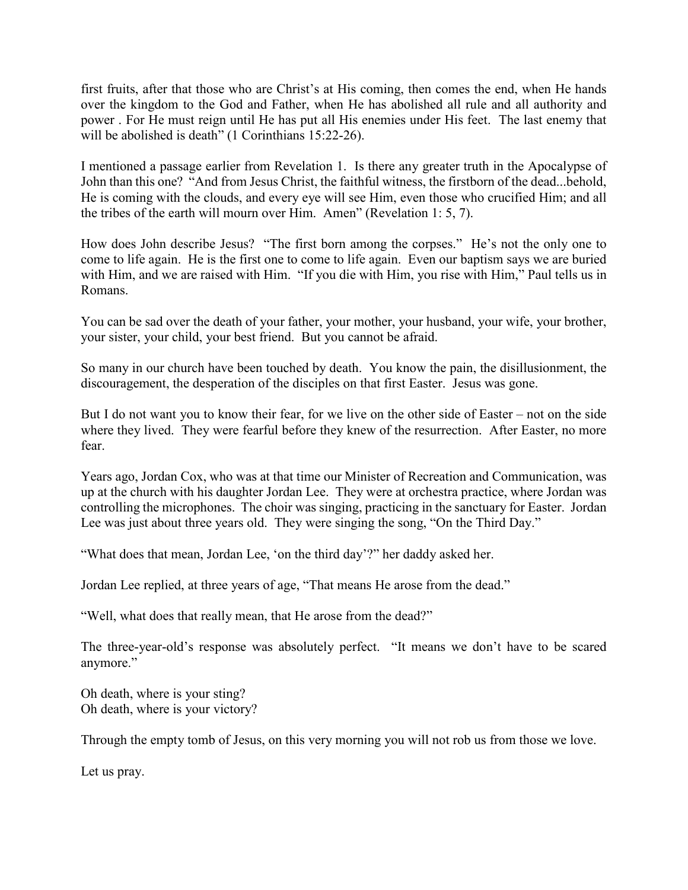first fruits, after that those who are Christ's at His coming, then comes the end, when He hands over the kingdom to the God and Father, when He has abolished all rule and all authority and power . For He must reign until He has put all His enemies under His feet. The last enemy that will be abolished is death" (1 Corinthians 15:22-26).

I mentioned a passage earlier from Revelation 1. Is there any greater truth in the Apocalypse of John than this one? "And from Jesus Christ, the faithful witness, the firstborn of the dead...behold, He is coming with the clouds, and every eye will see Him, even those who crucified Him; and all the tribes of the earth will mourn over Him. Amen" (Revelation 1: 5, 7).

How does John describe Jesus? "The first born among the corpses." He's not the only one to come to life again. He is the first one to come to life again. Even our baptism says we are buried with Him, and we are raised with Him. "If you die with Him, you rise with Him," Paul tells us in Romans.

You can be sad over the death of your father, your mother, your husband, your wife, your brother, your sister, your child, your best friend. But you cannot be afraid.

So many in our church have been touched by death. You know the pain, the disillusionment, the discouragement, the desperation of the disciples on that first Easter. Jesus was gone.

But I do not want you to know their fear, for we live on the other side of Easter – not on the side where they lived. They were fearful before they knew of the resurrection. After Easter, no more fear.

Years ago, Jordan Cox, who was at that time our Minister of Recreation and Communication, was up at the church with his daughter Jordan Lee. They were at orchestra practice, where Jordan was controlling the microphones. The choir was singing, practicing in the sanctuary for Easter. Jordan Lee was just about three years old. They were singing the song, "On the Third Day."

"What does that mean, Jordan Lee, 'on the third day'?" her daddy asked her.

Jordan Lee replied, at three years of age, "That means He arose from the dead."

"Well, what does that really mean, that He arose from the dead?"

The three-year-old's response was absolutely perfect. "It means we don't have to be scared anymore."

Oh death, where is your sting?  
Oh death, where is your victory?

Through the empty tomb of Jesus, on this very morning you will not rob us from those we love.

Let us pray.